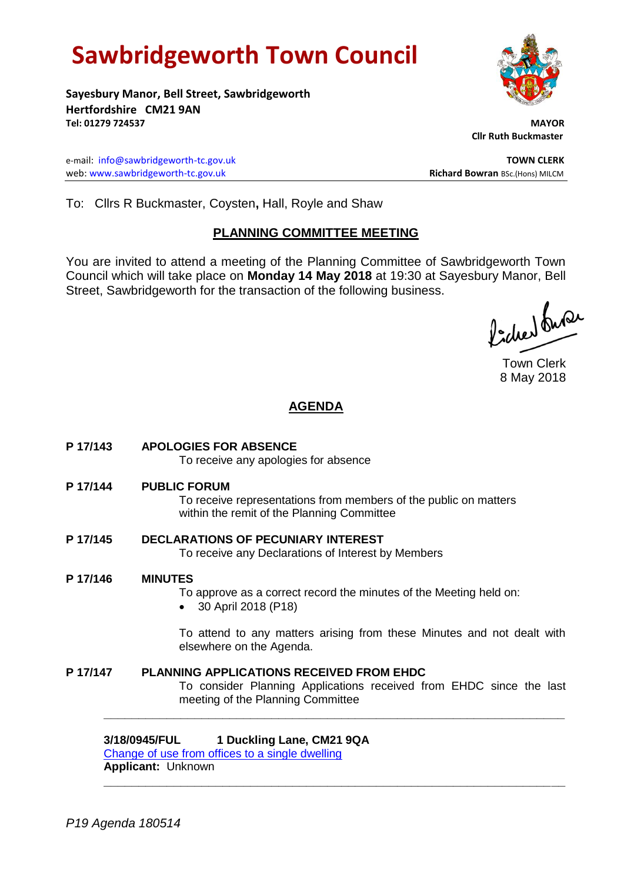# Sawbridgeworth Town Council

**Sayesbury Manor, Bell Street, Sawbridgeworth**
**Hertfordshire CM21 9AN**
**Tel: 01279 724537**

**MAYOR**
**Cllr Ruth Buckmaster**

e-mail: info@sawbridgeworth-tc.gov.uk
web: www.sawbridgeworth-tc.gov.uk

**TOWN CLERK**
**Richard Bowran** BSc.(Hons) MILCM

To: Cllrs R Buckmaster, Coysten**,** Hall, Royle and Shaw

## PLANNING COMMITTEE MEETING

You are invited to attend a meeting of the Planning Committee of Sawbridgeworth Town Council which will take place on **Monday 14 May 2018** at 19:30 at Sayesbury Manor, Bell Street, Sawbridgeworth for the transaction of the following business.

Town Clerk
8 May 2018

## AGENDA

**P 17/143 APOLOGIES FOR ABSENCE**
To receive any apologies for absence

**P 17/144 PUBLIC FORUM**
To receive representations from members of the public on matters within the remit of the Planning Committee

**P 17/145 DECLARATIONS OF PECUNIARY INTEREST**
To receive any Declarations of Interest by Members

**P 17/146 MINUTES**
To approve as a correct record the minutes of the Meeting held on:

- 30 April 2018 (P18)

To attend to any matters arising from these Minutes and not dealt with elsewhere on the Agenda.

**P 17/147 PLANNING APPLICATIONS RECEIVED FROM EHDC**
To consider Planning Applications received from EHDC since the last meeting of the Planning Committee

---

**3/18/0945/FUL 1 Duckling Lane, CM21 9QA**
Change of use from offices to a single dwelling
**Applicant:** Unknown

---

*P19 Agenda 180514*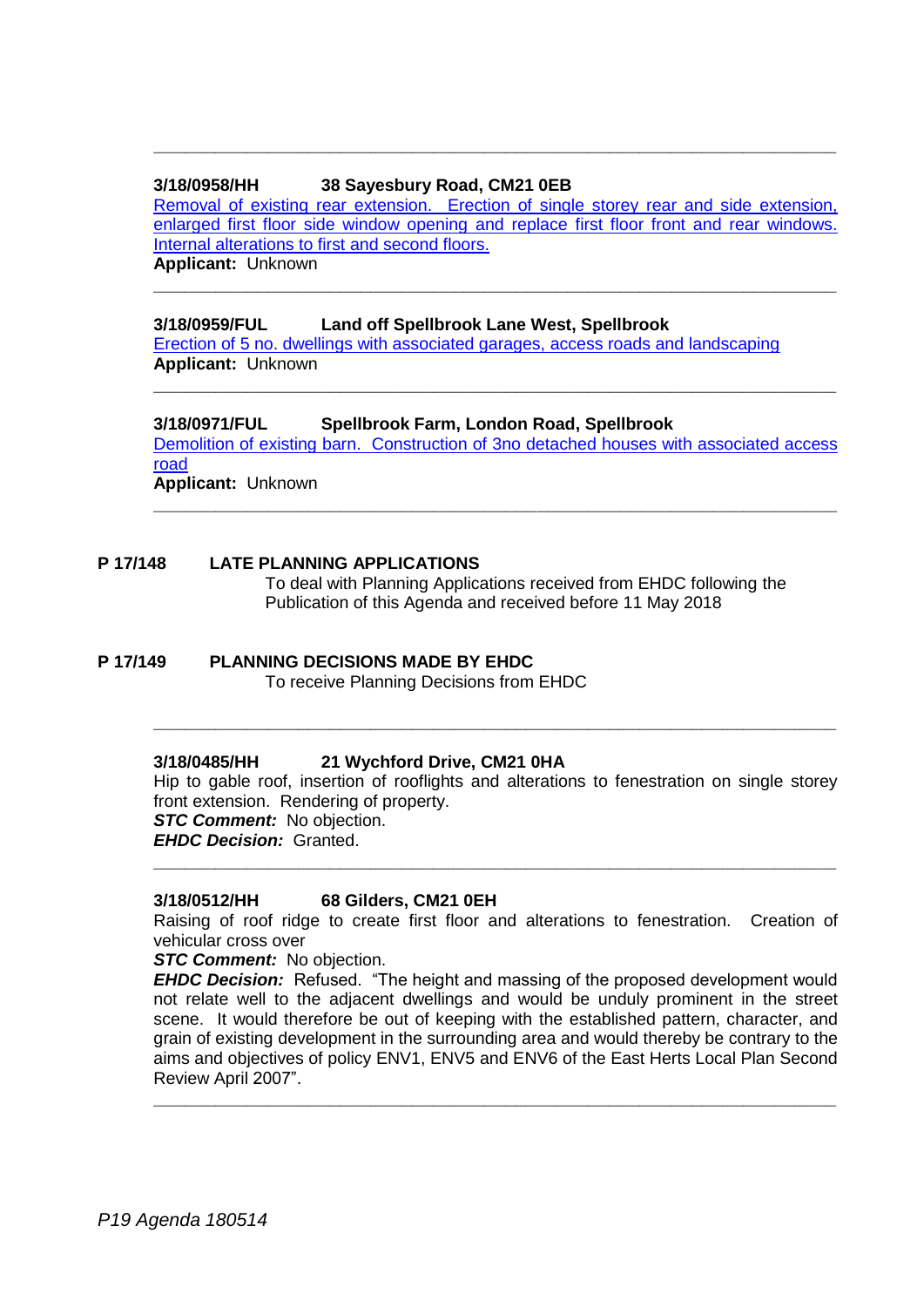---

**3/18/0958/HH 38 Sayesbury Road, CM21 0EB**

Removal of existing rear extension. Erection of single storey rear and side extension, enlarged first floor side window opening and replace first floor front and rear windows. Internal alterations to first and second floors.

**Applicant:** Unknown

---

**3/18/0959/FUL Land off Spellbrook Lane West, Spellbrook**

Erection of 5 no. dwellings with associated garages, access roads and landscaping

**Applicant:** Unknown

---

**3/18/0971/FUL Spellbrook Farm, London Road, Spellbrook**

Demolition of existing barn. Construction of 3no detached houses with associated access road

**Applicant:** Unknown

---

**P 17/148 LATE PLANNING APPLICATIONS**

To deal with Planning Applications received from EHDC following the Publication of this Agenda and received before 11 May 2018

**P 17/149 PLANNING DECISIONS MADE BY EHDC**

To receive Planning Decisions from EHDC

---

**3/18/0485/HH 21 Wychford Drive, CM21 0HA**

Hip to gable roof, insertion of rooflights and alterations to fenestration on single storey front extension. Rendering of property.

***STC Comment:*** No objection.

***EHDC Decision:*** Granted.

---

**3/18/0512/HH 68 Gilders, CM21 0EH**

Raising of roof ridge to create first floor and alterations to fenestration. Creation of vehicular cross over

***STC Comment:*** No objection.

***EHDC Decision:*** Refused. "The height and massing of the proposed development would not relate well to the adjacent dwellings and would be unduly prominent in the street scene. It would therefore be out of keeping with the established pattern, character, and grain of existing development in the surrounding area and would thereby be contrary to the aims and objectives of policy ENV1, ENV5 and ENV6 of the East Herts Local Plan Second Review April 2007".

---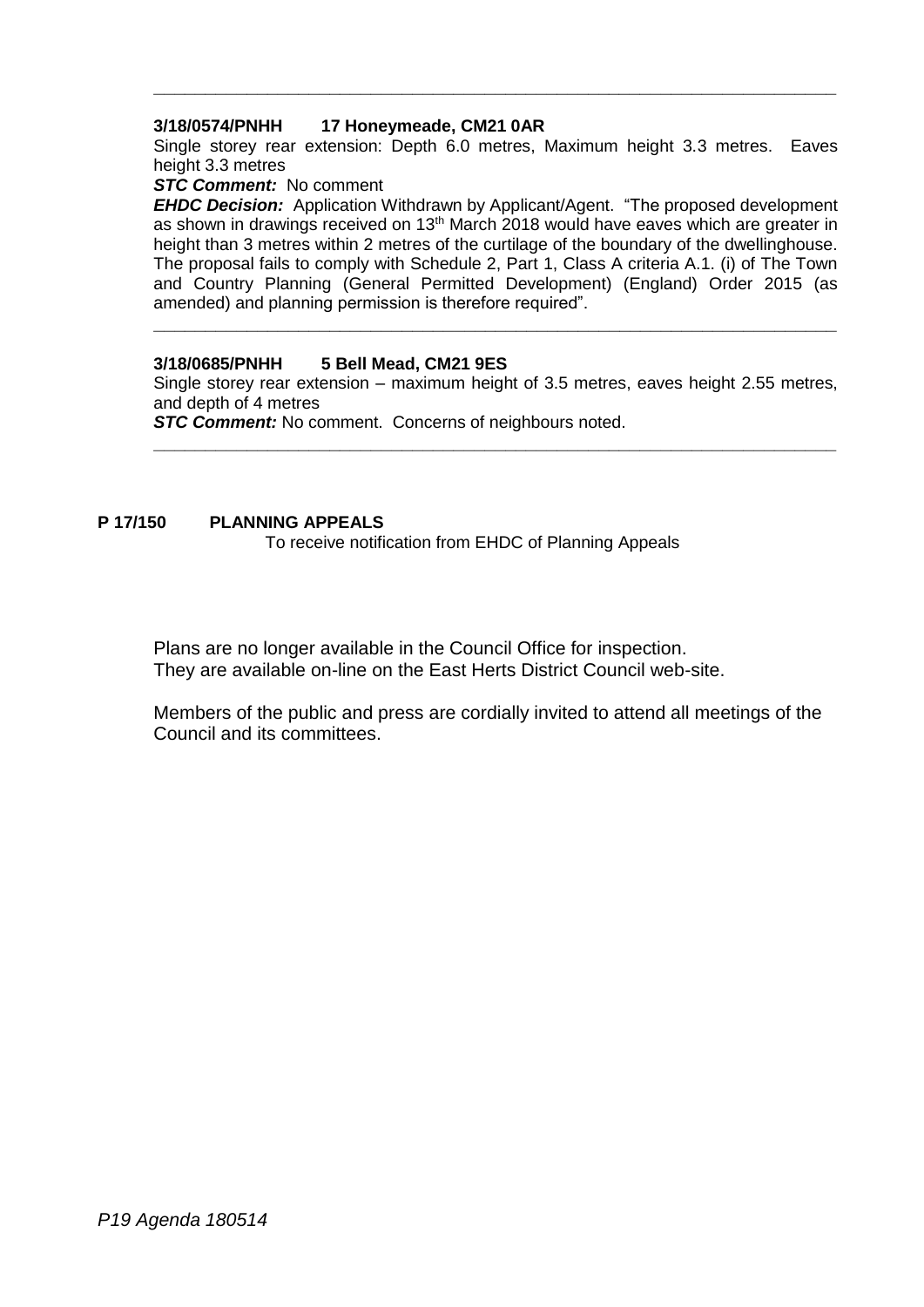---

**3/18/0574/PNHH 17 Honeymeade, CM21 0AR**

Single storey rear extension: Depth 6.0 metres, Maximum height 3.3 metres. Eaves height 3.3 metres

***STC Comment:*** No comment

***EHDC Decision:*** Application Withdrawn by Applicant/Agent. "The proposed development as shown in drawings received on 13th March 2018 would have eaves which are greater in height than 3 metres within 2 metres of the curtilage of the boundary of the dwellinghouse. The proposal fails to comply with Schedule 2, Part 1, Class A criteria A.1. (i) of The Town and Country Planning (General Permitted Development) (England) Order 2015 (as amended) and planning permission is therefore required".

---

**3/18/0685/PNHH 5 Bell Mead, CM21 9ES**

Single storey rear extension – maximum height of 3.5 metres, eaves height 2.55 metres, and depth of 4 metres

***STC Comment:*** No comment. Concerns of neighbours noted.

---

**P 17/150 PLANNING APPEALS**

To receive notification from EHDC of Planning Appeals

Plans are no longer available in the Council Office for inspection.
They are available on-line on the East Herts District Council web-site.

Members of the public and press are cordially invited to attend all meetings of the Council and its committees.

*P19 Agenda 180514*